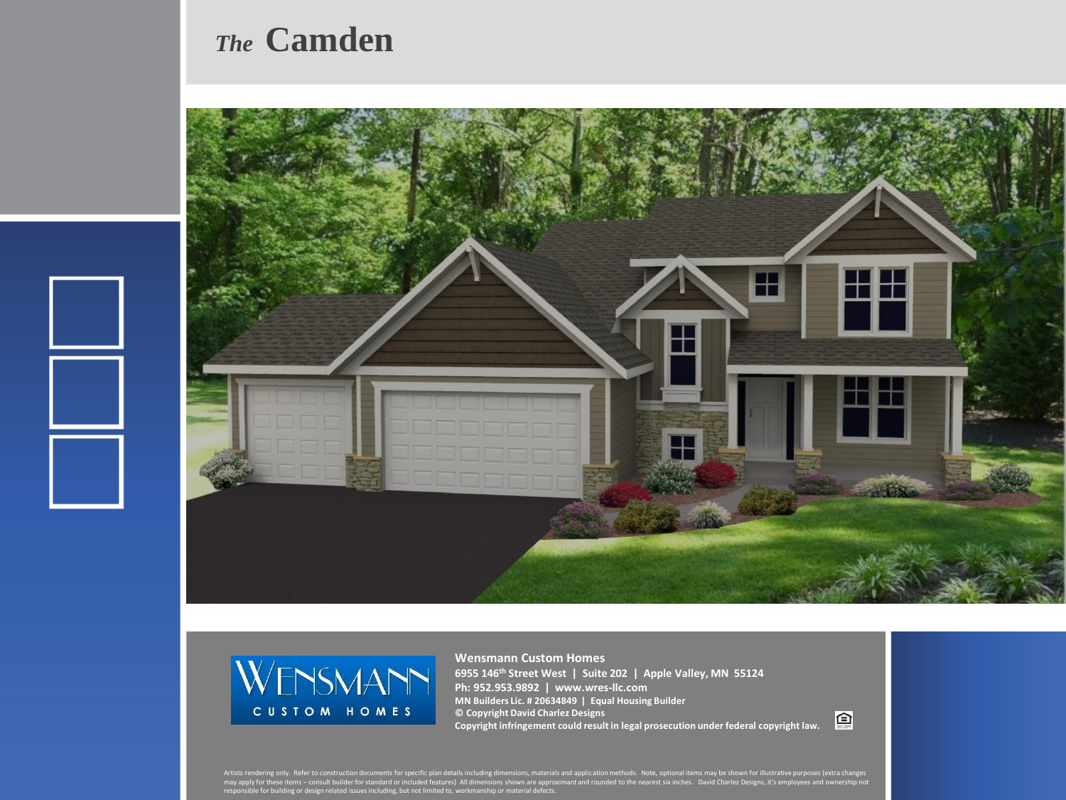# *The* Camden

**Wensmann Custom Homes**
**6955 146th Street West | Suite 202 | Apple Valley, MN 55124**
**Ph: 952.953.9892 | www.wres-llc.com**
**MN Builders Lic. # 20634849 | Equal Housing Builder**
**© Copyright David Charlez Designs**
**Copyright infringement could result in legal prosecution under federal copyright law.**

Artists rendering only. Refer to construction documents for specific plan details including dimensions, materials and application methods. Note, optional items may be shown for illustrative purposes (extra changes may apply for these items – consult builder for standard or included features) All dimensions shown are approximant and rounded to the nearest six inches. David Charlez Designs, it's employees and ownership not responsible for building or design related issues including, but not limited to, workmanship or material defects.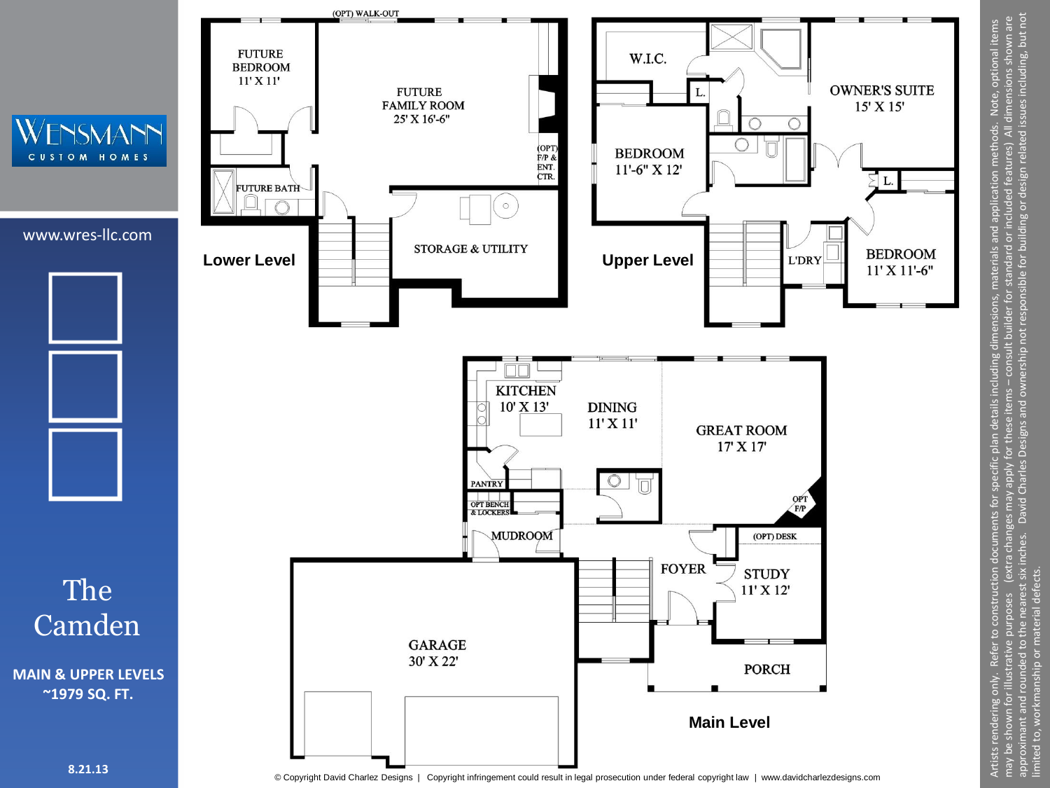WENSMANN
CUSTOM HOMES

www.wres-llc.com

# The Camden

**MAIN & UPPER LEVELS**
**~1979 SQ. FT.**

8.21.13

## Lower Level

(OPT) WALK-OUT

FUTURE BEDROOM 11' X 11'

FUTURE FAMILY ROOM 25' X 16'-6"

(OPT) F/P & ENT. CTR.

FUTURE BATH

STORAGE & UTILITY

## Upper Level

W.I.C.

L.

OWNER'S SUITE 15' X 15'

BEDROOM 11'-6" X 12'

L.

L'DRY

BEDROOM 11' X 11'-6"

## Main Level

KITCHEN 10' X 13'

DINING 11' X 11'

GREAT ROOM 17' X 17'

PANTRY

OPT BENCH & LOCKERS

MUDROOM

OPT F/P

(OPT) DESK

FOYER

STUDY 11' X 12'

GARAGE 30' X 22'

PORCH

Artists rendering only. Refer to construction documents for specific plan details including dimensions, materials and application methods. Note, optional items may be shown for illustrative purposes (extra changes may apply for these items – consult builder for standard or included features) All dimensions shown are approximant and rounded to the nearest six inches. David Charles Designs and ownership not responsible for building or design related issues including, but not limited to, workmanship or material defects.

© Copyright David Charlez Designs | Copyright infringement could result in legal prosecution under federal copyright law | www.davidcharlezdesigns.com